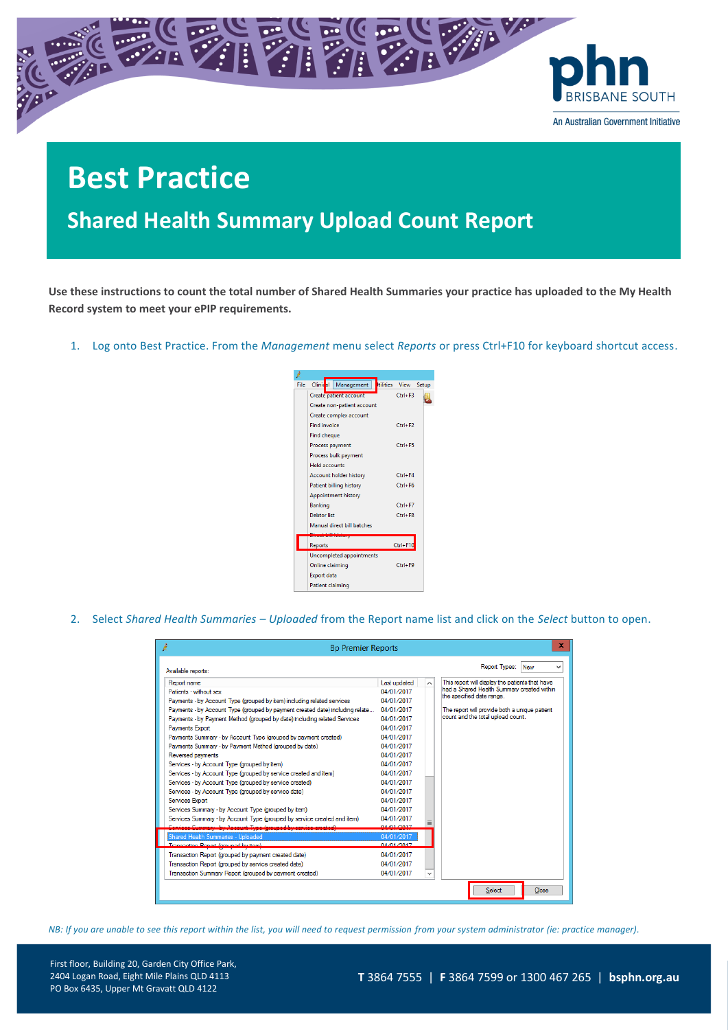# Best Practice

## Shared Health Summary Upload Count Report

**Use these instructions to count the total number of Shared Health Summaries your practice has uploaded to the My Health Record system to meet your ePIP requirements.**

1. Log onto Best Practice. From the *Management* menu select *Reports* or press Ctrl+F10 for keyboard shortcut access.

2. Select *Shared Health Summaries – Uploaded* from the Report name list and click on the *Select* button to open.

*NB: If you are unable to see this report within the list, you will need to request permission from your system administrator (ie: practice manager).*

First floor, Building 20, Garden City Office Park,
2404 Logan Road, Eight Mile Plains QLD 4113
PO Box 6435, Upper Mt Gravatt QLD 4122

**T** 3864 7555 | **F** 3864 7599 or 1300 467 265 | **bsphn.org.au**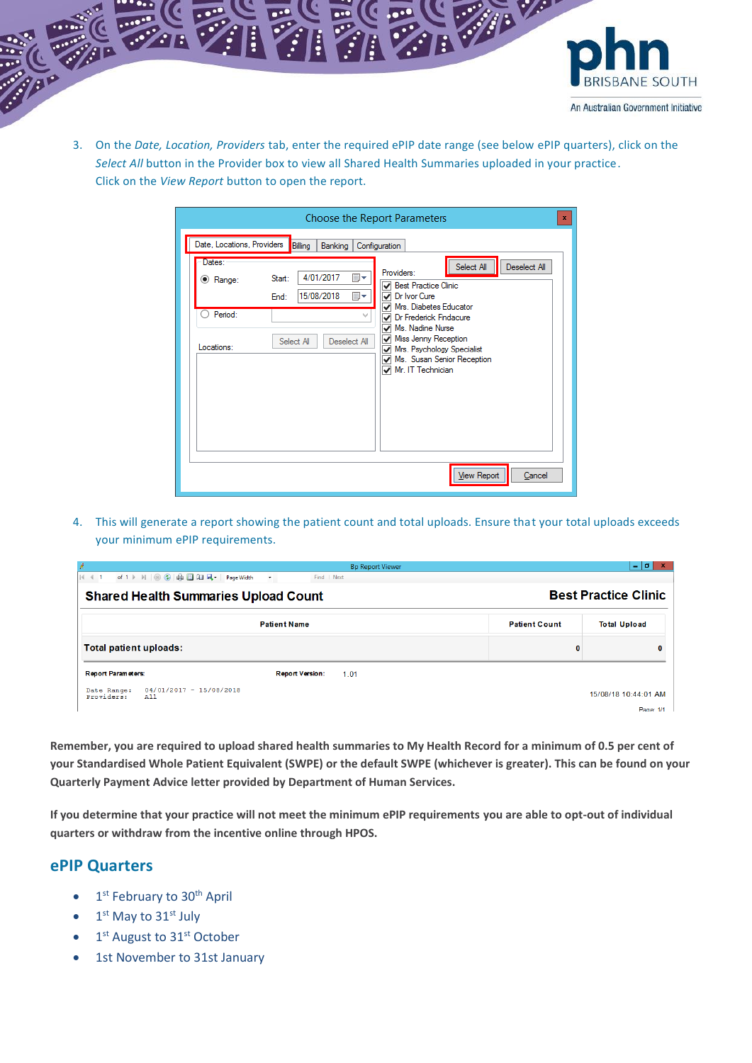3. On the *Date, Location, Providers* tab, enter the required ePIP date range (see below ePIP quarters), click on the *Select All* button in the Provider box to view all Shared Health Summaries uploaded in your practice. Click on the *View Report* button to open the report.

4. This will generate a report showing the patient count and total uploads. Ensure that your total uploads exceeds your minimum ePIP requirements.

**Remember, you are required to upload shared health summaries to My Health Record for a minimum of 0.5 per cent of your Standardised Whole Patient Equivalent (SWPE) or the default SWPE (whichever is greater). This can be found on your Quarterly Payment Advice letter provided by Department of Human Services.**

**If you determine that your practice will not meet the minimum ePIP requirements you are able to opt-out of individual quarters or withdraw from the incentive online through HPOS.**

## ePIP Quarters

- 1st February to 30th April
- 1st May to 31st July
- 1st August to 31st October
- 1st November to 31st January